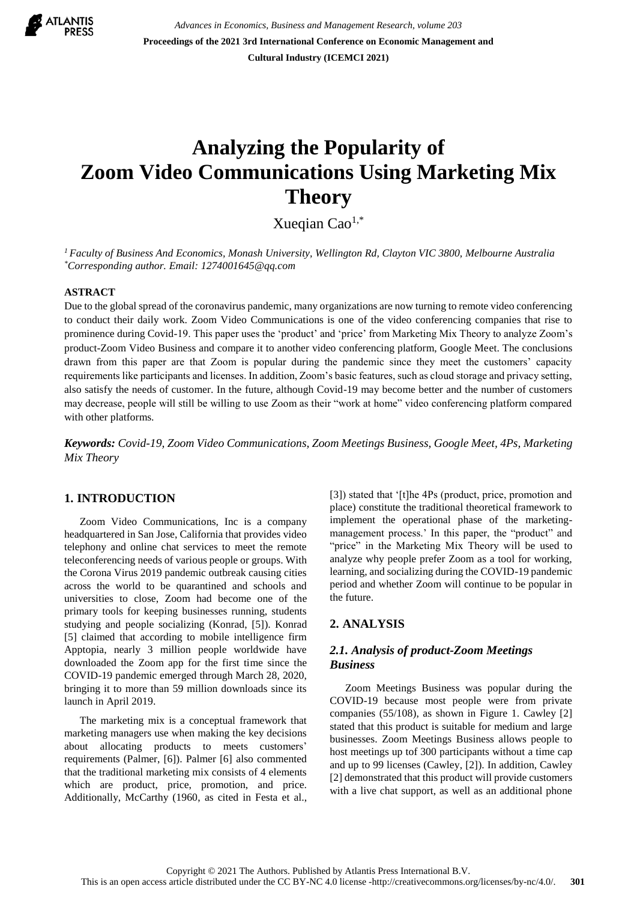# Analyzing the Popularity of Zoom Video Communications Using Marketing Mix Theory

Xueqian Cao[1,*]

[1] *Faculty of Business And Economics, Monash University, Wellington Rd, Clayton VIC 3800, Melbourne Australia*
[*] *Corresponding author. Email: 1274001645@qq.com*

**ASTRACT**

Due to the global spread of the coronavirus pandemic, many organizations are now turning to remote video conferencing to conduct their daily work. Zoom Video Communications is one of the video conferencing companies that rise to prominence during Covid-19. This paper uses the 'product' and 'price' from Marketing Mix Theory to analyze Zoom's product-Zoom Video Business and compare it to another video conferencing platform, Google Meet. The conclusions drawn from this paper are that Zoom is popular during the pandemic since they meet the customers' capacity requirements like participants and licenses. In addition, Zoom's basic features, such as cloud storage and privacy setting, also satisfy the needs of customer. In the future, although Covid-19 may become better and the number of customers may decrease, people will still be willing to use Zoom as their "work at home" video conferencing platform compared with other platforms.

***Keywords:*** *Covid-19, Zoom Video Communications, Zoom Meetings Business, Google Meet, 4Ps, Marketing Mix Theory*

## 1. INTRODUCTION

Zoom Video Communications, Inc is a company headquartered in San Jose, California that provides video telephony and online chat services to meet the remote teleconferencing needs of various people or groups. With the Corona Virus 2019 pandemic outbreak causing cities across the world to be quarantined and schools and universities to close, Zoom had become one of the primary tools for keeping businesses running, students studying and people socializing (Konrad, [5]). Konrad [5] claimed that according to mobile intelligence firm Apptopia, nearly 3 million people worldwide have downloaded the Zoom app for the first time since the COVID-19 pandemic emerged through March 28, 2020, bringing it to more than 59 million downloads since its launch in April 2019.

The marketing mix is a conceptual framework that marketing managers use when making the key decisions about allocating products to meets customers' requirements (Palmer, [6]). Palmer [6] also commented that the traditional marketing mix consists of 4 elements which are product, price, promotion, and price. Additionally, McCarthy (1960, as cited in Festa et al., [3]) stated that '[t]he 4Ps (product, price, promotion and place) constitute the traditional theoretical framework to implement the operational phase of the marketing-management process.' In this paper, the "product" and "price" in the Marketing Mix Theory will be used to analyze why people prefer Zoom as a tool for working, learning, and socializing during the COVID-19 pandemic period and whether Zoom will continue to be popular in the future.

## 2. ANALYSIS

### *2.1. Analysis of product-Zoom Meetings Business*

Zoom Meetings Business was popular during the COVID-19 because most people were from private companies (55/108), as shown in Figure 1. Cawley [2] stated that this product is suitable for medium and large businesses. Zoom Meetings Business allows people to host meetings up tof 300 participants without a time cap and up to 99 licenses (Cawley, [2]). In addition, Cawley [2] demonstrated that this product will provide customers with a live chat support, as well as an additional phone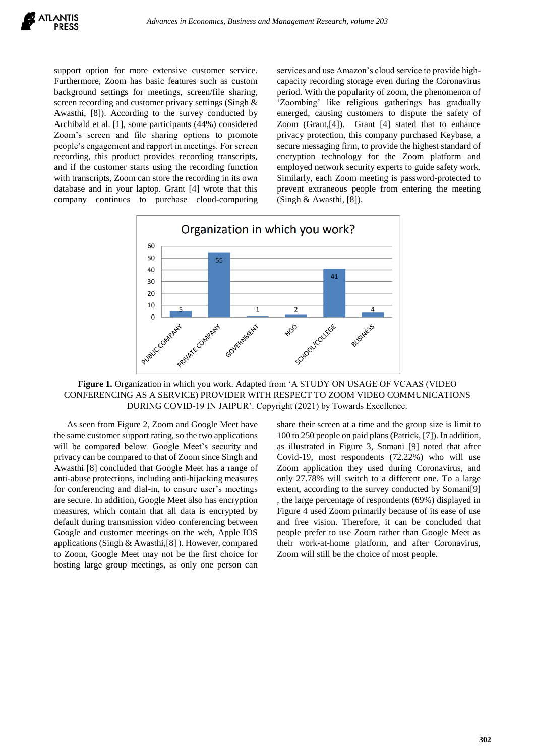support option for more extensive customer service. Furthermore, Zoom has basic features such as custom background settings for meetings, screen/file sharing, screen recording and customer privacy settings (Singh & Awasthi, [8]). According to the survey conducted by Archibald et al. [1], some participants (44%) considered Zoom's screen and file sharing options to promote people's engagement and rapport in meetings. For screen recording, this product provides recording transcripts, and if the customer starts using the recording function with transcripts, Zoom can store the recording in its own database and in your laptop. Grant [4] wrote that this company continues to purchase cloud-computing services and use Amazon's cloud service to provide high-capacity recording storage even during the Coronavirus period. With the popularity of zoom, the phenomenon of 'Zoombing' like religious gatherings has gradually emerged, causing customers to dispute the safety of Zoom (Grant,[4]). Grant [4] stated that to enhance privacy protection, this company purchased Keybase, a secure messaging firm, to provide the highest standard of encryption technology for the Zoom platform and employed network security experts to guide safety work. Similarly, each Zoom meeting is password-protected to prevent extraneous people from entering the meeting (Singh & Awasthi, [8]).

**Figure 1.** Organization in which you work. Adapted from 'A STUDY ON USAGE OF VCAAS (VIDEO CONFERENCING AS A SERVICE) PROVIDER WITH RESPECT TO ZOOM VIDEO COMMUNICATIONS DURING COVID-19 IN JAIPUR'. Copyright (2021) by Towards Excellence.

As seen from Figure 2, Zoom and Google Meet have the same customer support rating, so the two applications will be compared below. Google Meet's security and privacy can be compared to that of Zoom since Singh and Awasthi [8] concluded that Google Meet has a range of anti-abuse protections, including anti-hijacking measures for conferencing and dial-in, to ensure user's meetings are secure. In addition, Google Meet also has encryption measures, which contain that all data is encrypted by default during transmission video conferencing between Google and customer meetings on the web, Apple IOS applications (Singh & Awasthi,[8] ). However, compared to Zoom, Google Meet may not be the first choice for hosting large group meetings, as only one person can share their screen at a time and the group size is limit to 100 to 250 people on paid plans (Patrick, [7]). In addition, as illustrated in Figure 3, Somani [9] noted that after Covid-19, most respondents (72.22%) who will use Zoom application they used during Coronavirus, and only 27.78% will switch to a different one. To a large extent, according to the survey conducted by Somani[9] , the large percentage of respondents (69%) displayed in Figure 4 used Zoom primarily because of its ease of use and free vision. Therefore, it can be concluded that people prefer to use Zoom rather than Google Meet as their work-at-home platform, and after Coronavirus, Zoom will still be the choice of most people.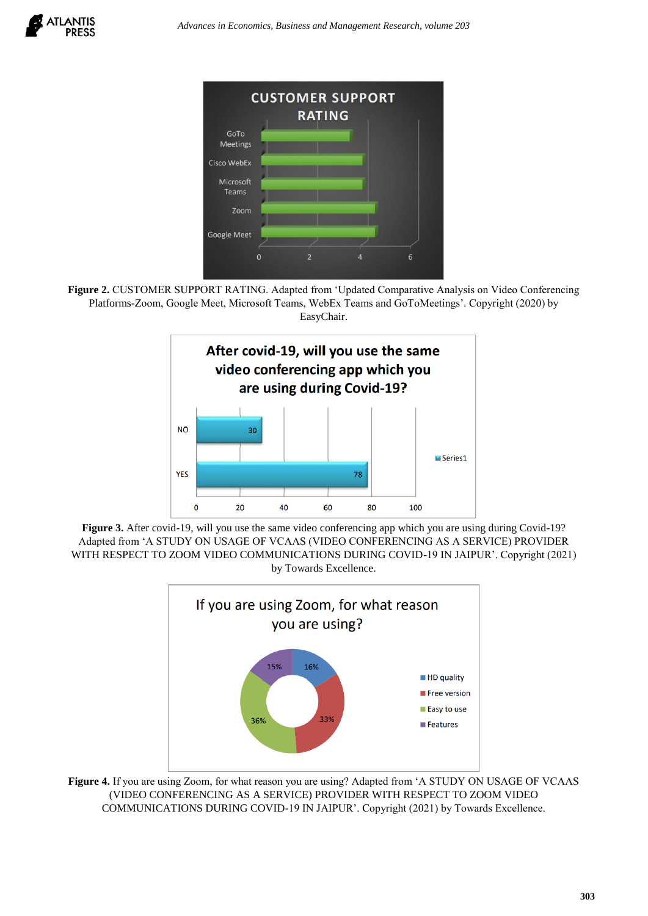**Figure 2.** CUSTOMER SUPPORT RATING. Adapted from 'Updated Comparative Analysis on Video Conferencing Platforms-Zoom, Google Meet, Microsoft Teams, WebEx Teams and GoToMeetings'. Copyright (2020) by EasyChair.

**Figure 3.** After covid-19, will you use the same video conferencing app which you are using during Covid-19? Adapted from 'A STUDY ON USAGE OF VCAAS (VIDEO CONFERENCING AS A SERVICE) PROVIDER WITH RESPECT TO ZOOM VIDEO COMMUNICATIONS DURING COVID-19 IN JAIPUR'. Copyright (2021) by Towards Excellence.

**Figure 4.** If you are using Zoom, for what reason you are using? Adapted from 'A STUDY ON USAGE OF VCAAS (VIDEO CONFERENCING AS A SERVICE) PROVIDER WITH RESPECT TO ZOOM VIDEO COMMUNICATIONS DURING COVID-19 IN JAIPUR'. Copyright (2021) by Towards Excellence.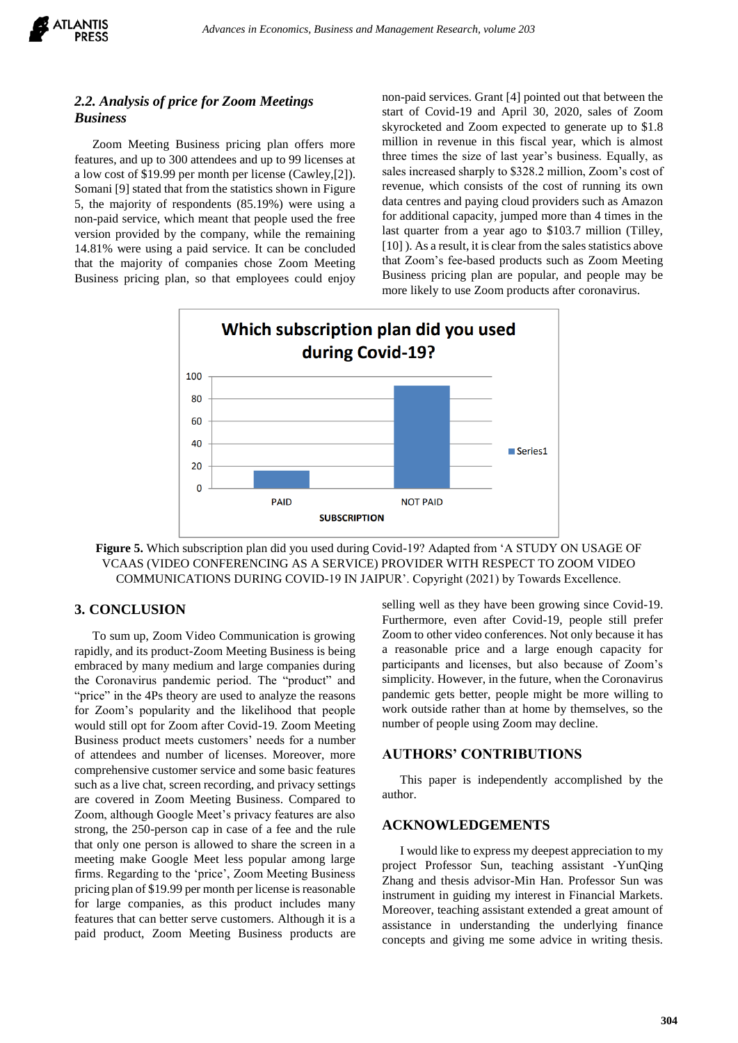### 2.2. Analysis of price for Zoom Meetings Business

Zoom Meeting Business pricing plan offers more features, and up to 300 attendees and up to 99 licenses at a low cost of $19.99 per month per license (Cawley,[2]). Somani [9] stated that from the statistics shown in Figure 5, the majority of respondents (85.19%) were using a non-paid service, which meant that people used the free version provided by the company, while the remaining 14.81% were using a paid service. It can be concluded that the majority of companies chose Zoom Meeting Business pricing plan, so that employees could enjoy non-paid services. Grant [4] pointed out that between the start of Covid-19 and April 30, 2020, sales of Zoom skyrocketed and Zoom expected to generate up to $1.8 million in revenue in this fiscal year, which is almost three times the size of last year's business. Equally, as sales increased sharply to $328.2 million, Zoom's cost of revenue, which consists of the cost of running its own data centres and paying cloud providers such as Amazon for additional capacity, jumped more than 4 times in the last quarter from a year ago to $103.7 million (Tilley, [10] ). As a result, it is clear from the sales statistics above that Zoom's fee-based products such as Zoom Meeting Business pricing plan are popular, and people may be more likely to use Zoom products after coronavirus.

**Figure 5.** Which subscription plan did you used during Covid-19? Adapted from 'A STUDY ON USAGE OF VCAAS (VIDEO CONFERENCING AS A SERVICE) PROVIDER WITH RESPECT TO ZOOM VIDEO COMMUNICATIONS DURING COVID-19 IN JAIPUR'. Copyright (2021) by Towards Excellence.

## 3. CONCLUSION

To sum up, Zoom Video Communication is growing rapidly, and its product-Zoom Meeting Business is being embraced by many medium and large companies during the Coronavirus pandemic period. The "product" and "price" in the 4Ps theory are used to analyze the reasons for Zoom's popularity and the likelihood that people would still opt for Zoom after Covid-19. Zoom Meeting Business product meets customers' needs for a number of attendees and number of licenses. Moreover, more comprehensive customer service and some basic features such as a live chat, screen recording, and privacy settings are covered in Zoom Meeting Business. Compared to Zoom, although Google Meet's privacy features are also strong, the 250-person cap in case of a fee and the rule that only one person is allowed to share the screen in a meeting make Google Meet less popular among large firms. Regarding to the 'price', Zoom Meeting Business pricing plan of $19.99 per month per license is reasonable for large companies, as this product includes many features that can better serve customers. Although it is a paid product, Zoom Meeting Business products are selling well as they have been growing since Covid-19. Furthermore, even after Covid-19, people still prefer Zoom to other video conferences. Not only because it has a reasonable price and a large enough capacity for participants and licenses, but also because of Zoom's simplicity. However, in the future, when the Coronavirus pandemic gets better, people might be more willing to work outside rather than at home by themselves, so the number of people using Zoom may decline.

## AUTHORS' CONTRIBUTIONS

This paper is independently accomplished by the author.

## ACKNOWLEDGEMENTS

I would like to express my deepest appreciation to my project Professor Sun, teaching assistant -YunQing Zhang and thesis advisor-Min Han. Professor Sun was instrument in guiding my interest in Financial Markets. Moreover, teaching assistant extended a great amount of assistance in understanding the underlying finance concepts and giving me some advice in writing thesis.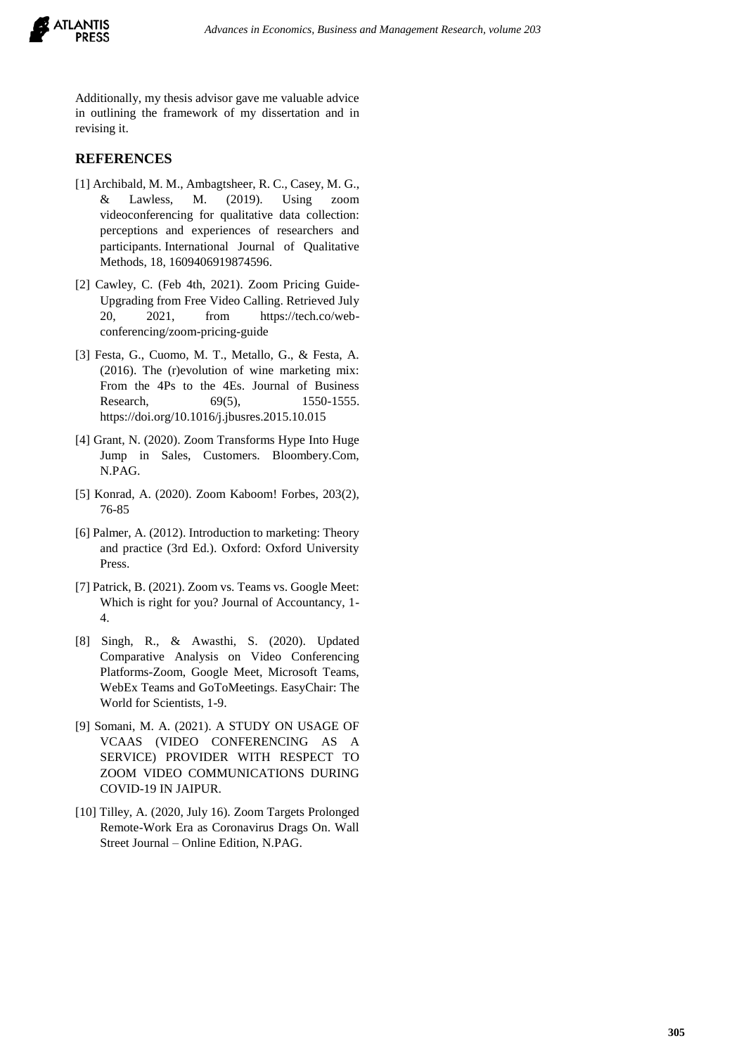Additionally, my thesis advisor gave me valuable advice in outlining the framework of my dissertation and in revising it.

## REFERENCES

[1] Archibald, M. M., Ambagtsheer, R. C., Casey, M. G., & Lawless, M. (2019). Using zoom videoconferencing for qualitative data collection: perceptions and experiences of researchers and participants. International Journal of Qualitative Methods, 18, 1609406919874596.

[2] Cawley, C. (Feb 4th, 2021). Zoom Pricing Guide-Upgrading from Free Video Calling. Retrieved July 20, 2021, from https://tech.co/web-conferencing/zoom-pricing-guide

[3] Festa, G., Cuomo, M. T., Metallo, G., & Festa, A. (2016). The (r)evolution of wine marketing mix: From the 4Ps to the 4Es. Journal of Business Research, 69(5), 1550-1555. https://doi.org/10.1016/j.jbusres.2015.10.015

[4] Grant, N. (2020). Zoom Transforms Hype Into Huge Jump in Sales, Customers. Bloombery.Com, N.PAG.

[5] Konrad, A. (2020). Zoom Kaboom! Forbes, 203(2), 76-85

[6] Palmer, A. (2012). Introduction to marketing: Theory and practice (3rd Ed.). Oxford: Oxford University Press.

[7] Patrick, B. (2021). Zoom vs. Teams vs. Google Meet: Which is right for you? Journal of Accountancy, 1-4.

[8] Singh, R., & Awasthi, S. (2020). Updated Comparative Analysis on Video Conferencing Platforms-Zoom, Google Meet, Microsoft Teams, WebEx Teams and GoToMeetings. EasyChair: The World for Scientists, 1-9.

[9] Somani, M. A. (2021). A STUDY ON USAGE OF VCAAS (VIDEO CONFERENCING AS A SERVICE) PROVIDER WITH RESPECT TO ZOOM VIDEO COMMUNICATIONS DURING COVID-19 IN JAIPUR.

[10] Tilley, A. (2020, July 16). Zoom Targets Prolonged Remote-Work Era as Coronavirus Drags On. Wall Street Journal – Online Edition, N.PAG.